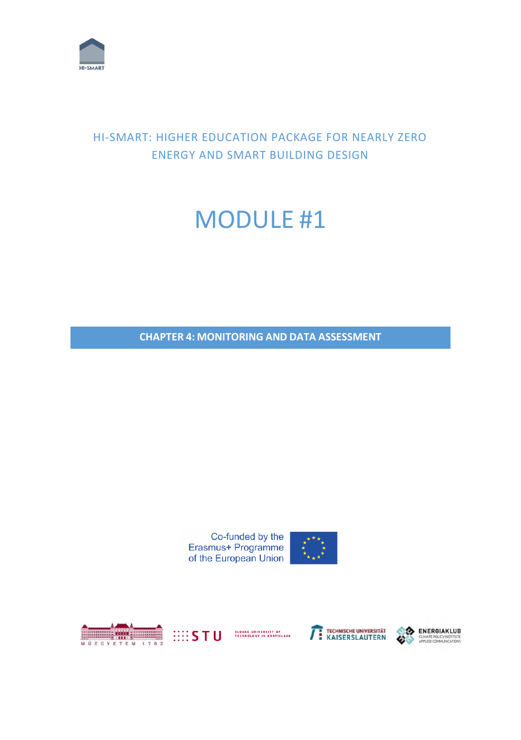HI-SMART

# HI-SMART: HIGHER EDUCATION PACKAGE FOR NEARLY ZERO ENERGY AND SMART BUILDING DESIGN

# MODULE #1

## CHAPTER 4: MONITORING AND DATA ASSESSMENT

Co-funded by the Erasmus+ Programme of the European Union

MŰEGYETEM 1782

STU SLOVAK UNIVERSITY OF TECHNOLOGY IN BRATISLAVA

TECHNISCHE UNIVERSITÄT KAISERSLAUTERN

ENERGIAKLUB CLIMATE POLICY INSTITUTE APPLIED COMMUNICATIONS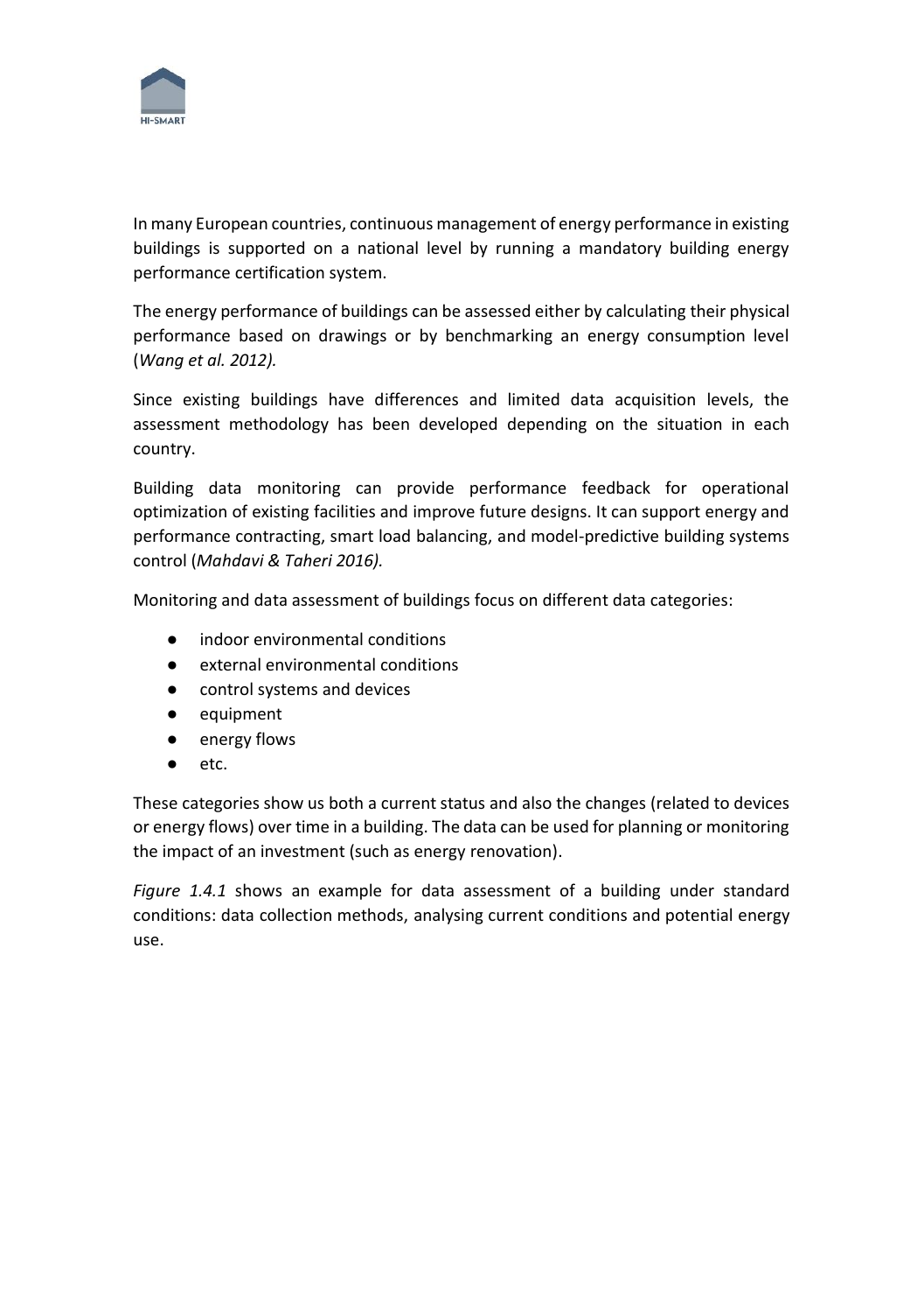In many European countries, continuous management of energy performance in existing buildings is supported on a national level by running a mandatory building energy performance certification system.

The energy performance of buildings can be assessed either by calculating their physical performance based on drawings or by benchmarking an energy consumption level (*Wang et al. 2012).*

Since existing buildings have differences and limited data acquisition levels, the assessment methodology has been developed depending on the situation in each country.

Building data monitoring can provide performance feedback for operational optimization of existing facilities and improve future designs. It can support energy and performance contracting, smart load balancing, and model-predictive building systems control (*Mahdavi & Taheri 2016).*

Monitoring and data assessment of buildings focus on different data categories:

- indoor environmental conditions
- external environmental conditions
- control systems and devices
- equipment
- energy flows
- etc.

These categories show us both a current status and also the changes (related to devices or energy flows) over time in a building. The data can be used for planning or monitoring the impact of an investment (such as energy renovation).

*Figure 1.4.1* shows an example for data assessment of a building under standard conditions: data collection methods, analysing current conditions and potential energy use.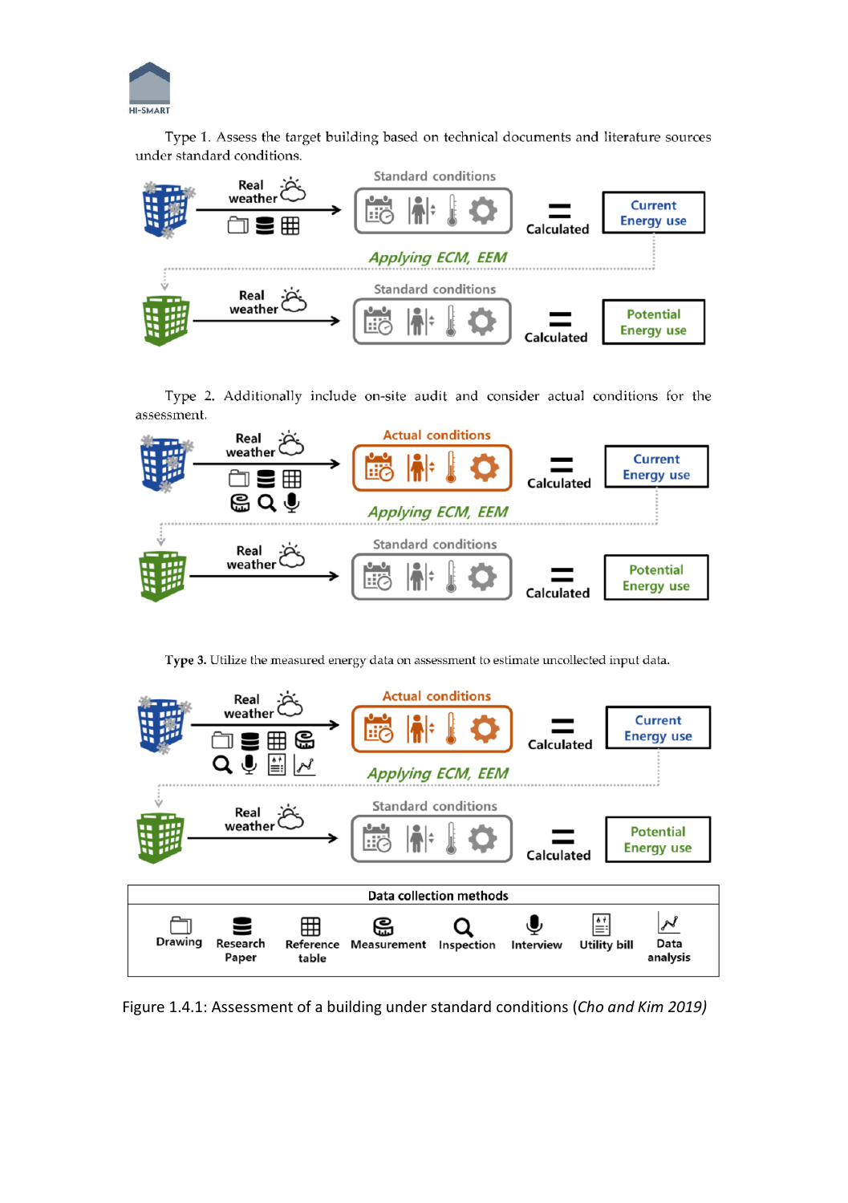Type 1. Assess the target building based on technical documents and literature sources under standard conditions.

Real weather → Standard conditions = Calculated → Current Energy use

Applying ECM, EEM

Real weather → Standard conditions = Calculated → Potential Energy use

Type 2. Additionally include on-site audit and consider actual conditions for the assessment.

Real weather → Actual conditions = Calculated → Current Energy use

Applying ECM, EEM

Real weather → Standard conditions = Calculated → Potential Energy use

Type 3. Utilize the measured energy data on assessment to estimate uncollected input data.

Real weather → Actual conditions = Calculated → Current Energy use

Applying ECM, EEM

Real weather → Standard conditions = Calculated → Potential Energy use

| Data collection methods | | | | | | | |
|---|---|---|---|---|---|---|---|
| Drawing | Research Paper | Reference table | Measurement | Inspection | Interview | Utility bill | Data analysis |

Figure 1.4.1: Assessment of a building under standard conditions (*Cho and Kim 2019)*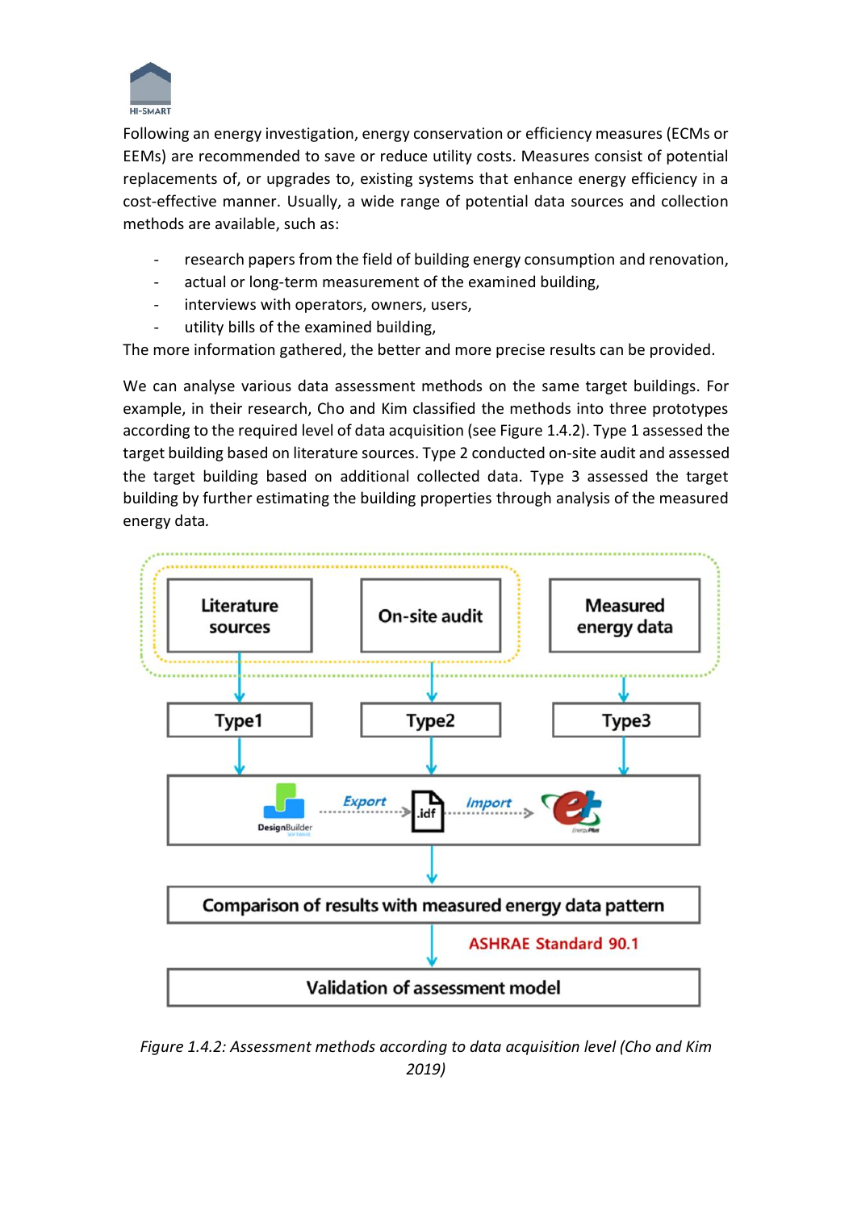Following an energy investigation, energy conservation or efficiency measures (ECMs or EEMs) are recommended to save or reduce utility costs. Measures consist of potential replacements of, or upgrades to, existing systems that enhance energy efficiency in a cost-effective manner. Usually, a wide range of potential data sources and collection methods are available, such as:

- research papers from the field of building energy consumption and renovation,
- actual or long-term measurement of the examined building,
- interviews with operators, owners, users,
- utility bills of the examined building,

The more information gathered, the better and more precise results can be provided.

We can analyse various data assessment methods on the same target buildings. For example, in their research, Cho and Kim classified the methods into three prototypes according to the required level of data acquisition (see Figure 1.4.2). Type 1 assessed the target building based on literature sources. Type 2 conducted on-site audit and assessed the target building based on additional collected data. Type 3 assessed the target building by further estimating the building properties through analysis of the measured energy data.

*Figure 1.4.2: Assessment methods according to data acquisition level (Cho and Kim 2019)*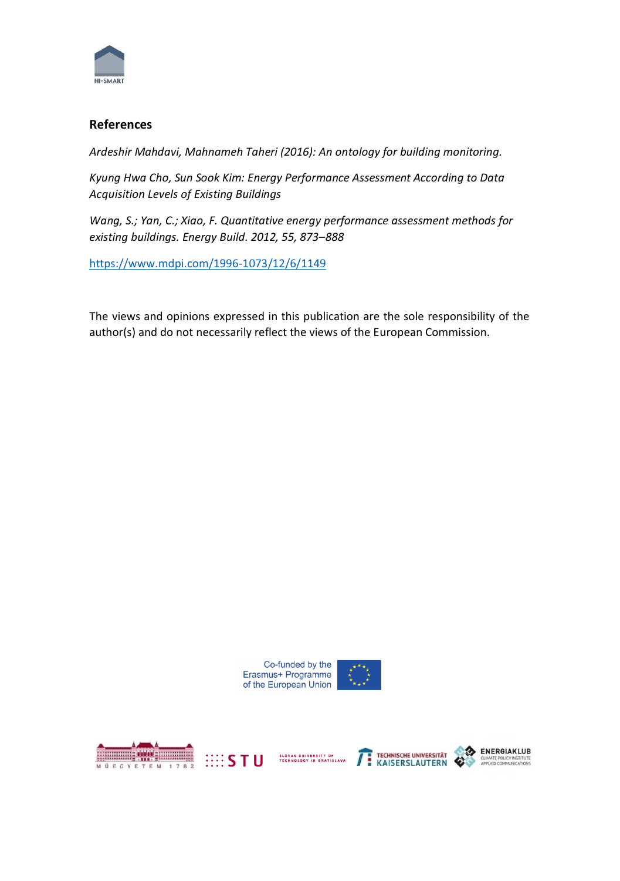## References

*Ardeshir Mahdavi, Mahnameh Taheri (2016): An ontology for building monitoring.*

*Kyung Hwa Cho, Sun Sook Kim: Energy Performance Assessment According to Data Acquisition Levels of Existing Buildings*

*Wang, S.; Yan, C.; Xiao, F. Quantitative energy performance assessment methods for existing buildings. Energy Build. 2012, 55, 873–888*

https://www.mdpi.com/1996-1073/12/6/1149

The views and opinions expressed in this publication are the sole responsibility of the author(s) and do not necessarily reflect the views of the European Commission.

Co-funded by the Erasmus+ Programme of the European Union